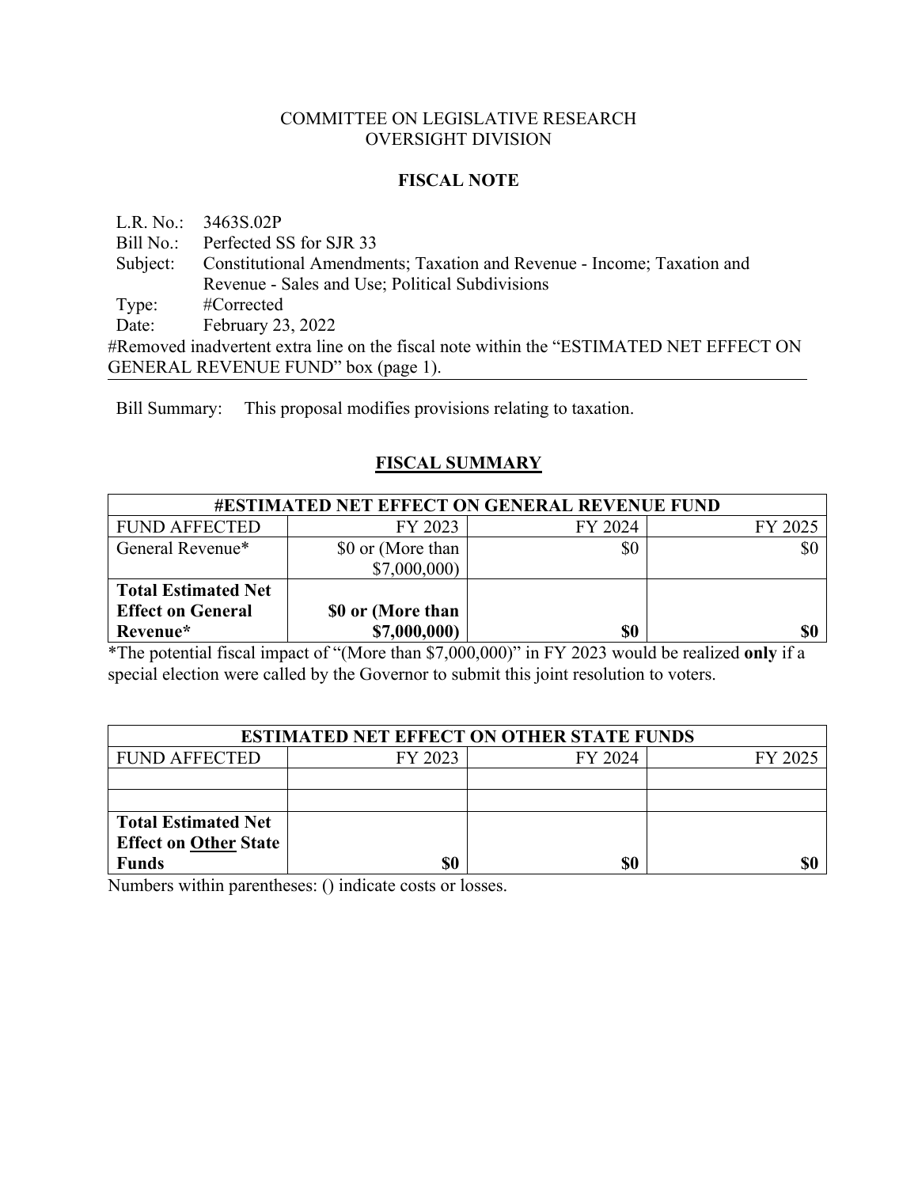COMMITTEE ON LEGISLATIVE RESEARCH
OVERSIGHT DIVISION

**FISCAL NOTE**

L.R. No.: 3463S.02P
Bill No.: Perfected SS for SJR 33
Subject: Constitutional Amendments; Taxation and Revenue - Income; Taxation and Revenue - Sales and Use; Political Subdivisions
Type: #Corrected
Date: February 23, 2022
#Removed inadvertent extra line on the fiscal note within the "ESTIMATED NET EFFECT ON GENERAL REVENUE FUND" box (page 1).

Bill Summary: This proposal modifies provisions relating to taxation.

## FISCAL SUMMARY

| **#ESTIMATED NET EFFECT ON GENERAL REVENUE FUND** | | | |
|---|---|---|---|
| FUND AFFECTED | FY 2023 | FY 2024 | FY 2025 |
| General Revenue* | $0 or (More than $7,000,000) | $0 | $0 |
| **Total Estimated Net Effect on General Revenue*** | **$0 or (More than $7,000,000)** | **$0** | **$0** |

*The potential fiscal impact of "(More than $7,000,000)" in FY 2023 would be realized **only** if a special election were called by the Governor to submit this joint resolution to voters.

| **ESTIMATED NET EFFECT ON OTHER STATE FUNDS** | | | |
|---|---|---|---|
| FUND AFFECTED | FY 2023 | FY 2024 | FY 2025 |
| | | | |
| | | | |
| **Total Estimated Net Effect on Other State Funds** | **$0** | **$0** | **$0** |

Numbers within parentheses: () indicate costs or losses.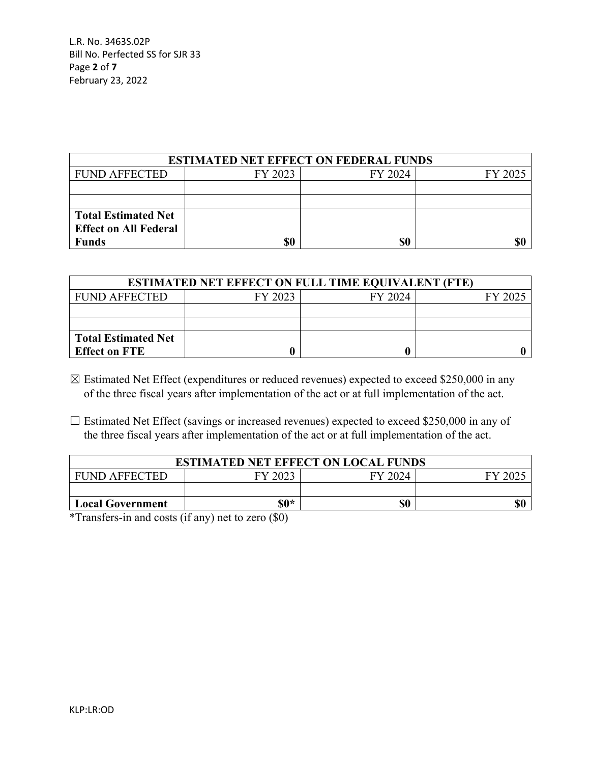| ESTIMATED NET EFFECT ON FEDERAL FUNDS | | | |
|---|---|---|---|
| FUND AFFECTED | FY 2023 | FY 2024 | FY 2025 |
| | | | |
| | | | |
| **Total Estimated Net Effect on All Federal Funds** | **$0** | **$0** | **$0** |

| ESTIMATED NET EFFECT ON FULL TIME EQUIVALENT (FTE) | | | |
|---|---|---|---|
| FUND AFFECTED | FY 2023 | FY 2024 | FY 2025 |
| | | | |
| | | | |
| **Total Estimated Net Effect on FTE** | **0** | **0** | **0** |

☒ Estimated Net Effect (expenditures or reduced revenues) expected to exceed $250,000 in any of the three fiscal years after implementation of the act or at full implementation of the act.

☐ Estimated Net Effect (savings or increased revenues) expected to exceed $250,000 in any of the three fiscal years after implementation of the act or at full implementation of the act.

| ESTIMATED NET EFFECT ON LOCAL FUNDS | | | |
|---|---|---|---|
| FUND AFFECTED | FY 2023 | FY 2024 | FY 2025 |
| | | | |
| **Local Government** | **$0*** | **$0** | **$0** |

*Transfers-in and costs (if any) net to zero ($0)

KLP:LR:OD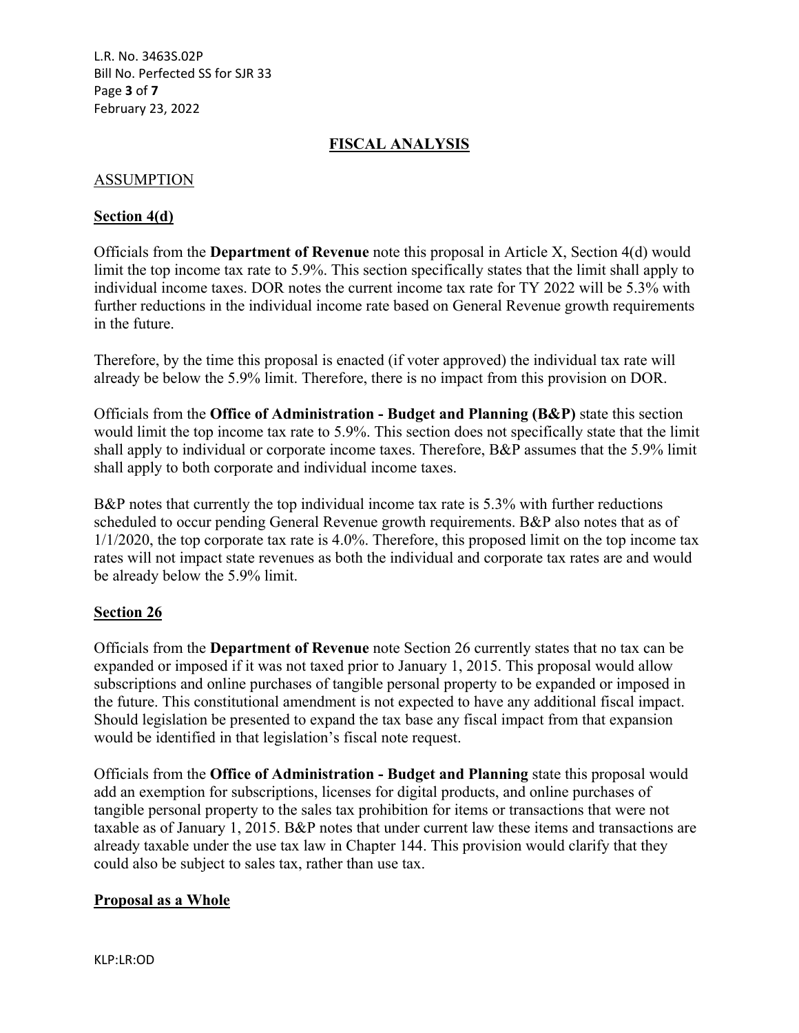## FISCAL ANALYSIS

### ASSUMPTION

**Section 4(d)**

Officials from the **Department of Revenue** note this proposal in Article X, Section 4(d) would limit the top income tax rate to 5.9%. This section specifically states that the limit shall apply to individual income taxes. DOR notes the current income tax rate for TY 2022 will be 5.3% with further reductions in the individual income rate based on General Revenue growth requirements in the future.

Therefore, by the time this proposal is enacted (if voter approved) the individual tax rate will already be below the 5.9% limit. Therefore, there is no impact from this provision on DOR.

Officials from the **Office of Administration - Budget and Planning (B&P)** state this section would limit the top income tax rate to 5.9%. This section does not specifically state that the limit shall apply to individual or corporate income taxes. Therefore, B&P assumes that the 5.9% limit shall apply to both corporate and individual income taxes.

B&P notes that currently the top individual income tax rate is 5.3% with further reductions scheduled to occur pending General Revenue growth requirements. B&P also notes that as of 1/1/2020, the top corporate tax rate is 4.0%. Therefore, this proposed limit on the top income tax rates will not impact state revenues as both the individual and corporate tax rates are and would be already below the 5.9% limit.

**Section 26**

Officials from the **Department of Revenue** note Section 26 currently states that no tax can be expanded or imposed if it was not taxed prior to January 1, 2015. This proposal would allow subscriptions and online purchases of tangible personal property to be expanded or imposed in the future. This constitutional amendment is not expected to have any additional fiscal impact. Should legislation be presented to expand the tax base any fiscal impact from that expansion would be identified in that legislation's fiscal note request.

Officials from the **Office of Administration - Budget and Planning** state this proposal would add an exemption for subscriptions, licenses for digital products, and online purchases of tangible personal property to the sales tax prohibition for items or transactions that were not taxable as of January 1, 2015. B&P notes that under current law these items and transactions are already taxable under the use tax law in Chapter 144. This provision would clarify that they could also be subject to sales tax, rather than use tax.

**Proposal as a Whole**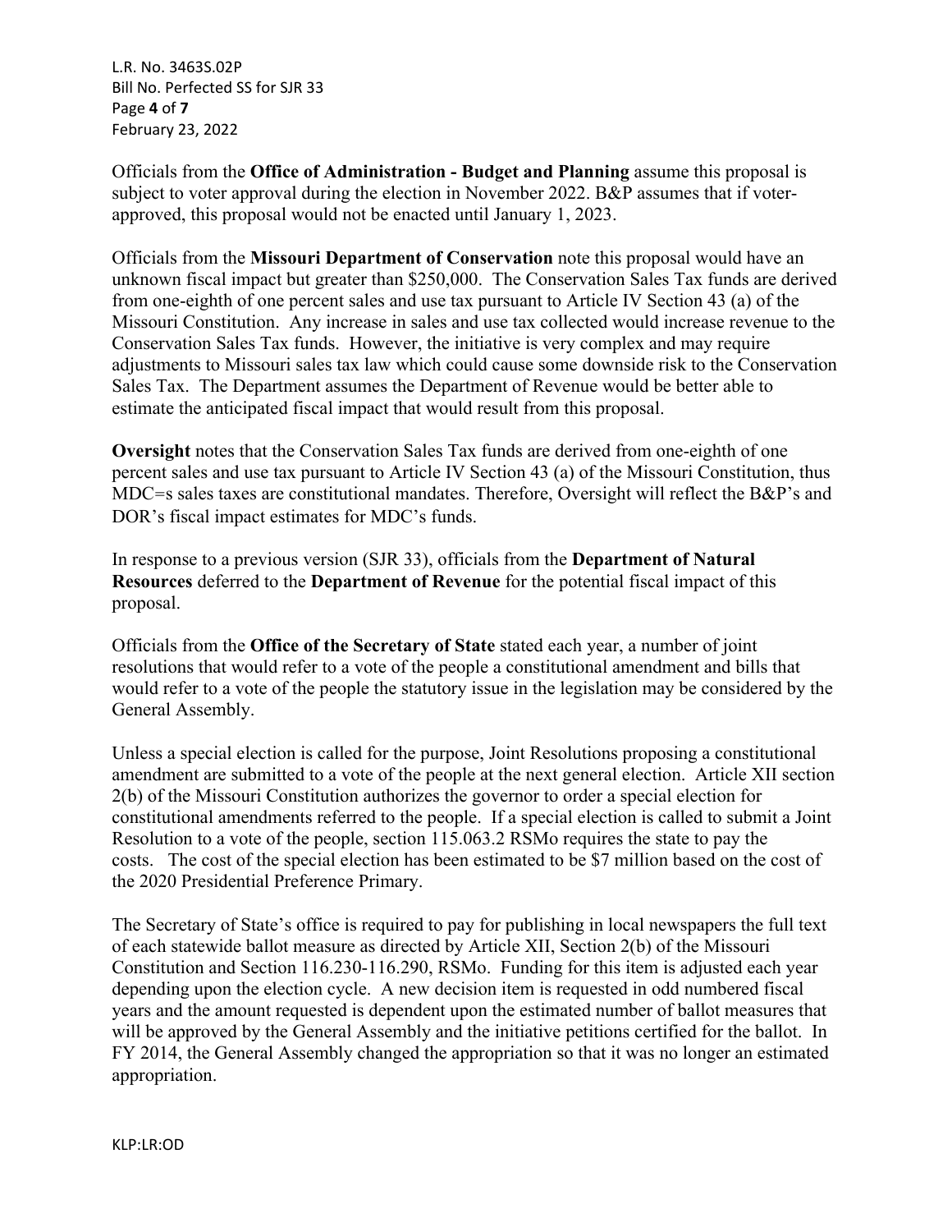Officials from the **Office of Administration - Budget and Planning** assume this proposal is subject to voter approval during the election in November 2022. B&P assumes that if voter-approved, this proposal would not be enacted until January 1, 2023.

Officials from the **Missouri Department of Conservation** note this proposal would have an unknown fiscal impact but greater than $250,000. The Conservation Sales Tax funds are derived from one-eighth of one percent sales and use tax pursuant to Article IV Section 43 (a) of the Missouri Constitution. Any increase in sales and use tax collected would increase revenue to the Conservation Sales Tax funds. However, the initiative is very complex and may require adjustments to Missouri sales tax law which could cause some downside risk to the Conservation Sales Tax. The Department assumes the Department of Revenue would be better able to estimate the anticipated fiscal impact that would result from this proposal.

**Oversight** notes that the Conservation Sales Tax funds are derived from one-eighth of one percent sales and use tax pursuant to Article IV Section 43 (a) of the Missouri Constitution, thus MDC=s sales taxes are constitutional mandates. Therefore, Oversight will reflect the B&P's and DOR's fiscal impact estimates for MDC's funds.

In response to a previous version (SJR 33), officials from the **Department of Natural Resources** deferred to the **Department of Revenue** for the potential fiscal impact of this proposal.

Officials from the **Office of the Secretary of State** stated each year, a number of joint resolutions that would refer to a vote of the people a constitutional amendment and bills that would refer to a vote of the people the statutory issue in the legislation may be considered by the General Assembly.

Unless a special election is called for the purpose, Joint Resolutions proposing a constitutional amendment are submitted to a vote of the people at the next general election. Article XII section 2(b) of the Missouri Constitution authorizes the governor to order a special election for constitutional amendments referred to the people. If a special election is called to submit a Joint Resolution to a vote of the people, section 115.063.2 RSMo requires the state to pay the costs. The cost of the special election has been estimated to be $7 million based on the cost of the 2020 Presidential Preference Primary.

The Secretary of State's office is required to pay for publishing in local newspapers the full text of each statewide ballot measure as directed by Article XII, Section 2(b) of the Missouri Constitution and Section 116.230-116.290, RSMo. Funding for this item is adjusted each year depending upon the election cycle. A new decision item is requested in odd numbered fiscal years and the amount requested is dependent upon the estimated number of ballot measures that will be approved by the General Assembly and the initiative petitions certified for the ballot. In FY 2014, the General Assembly changed the appropriation so that it was no longer an estimated appropriation.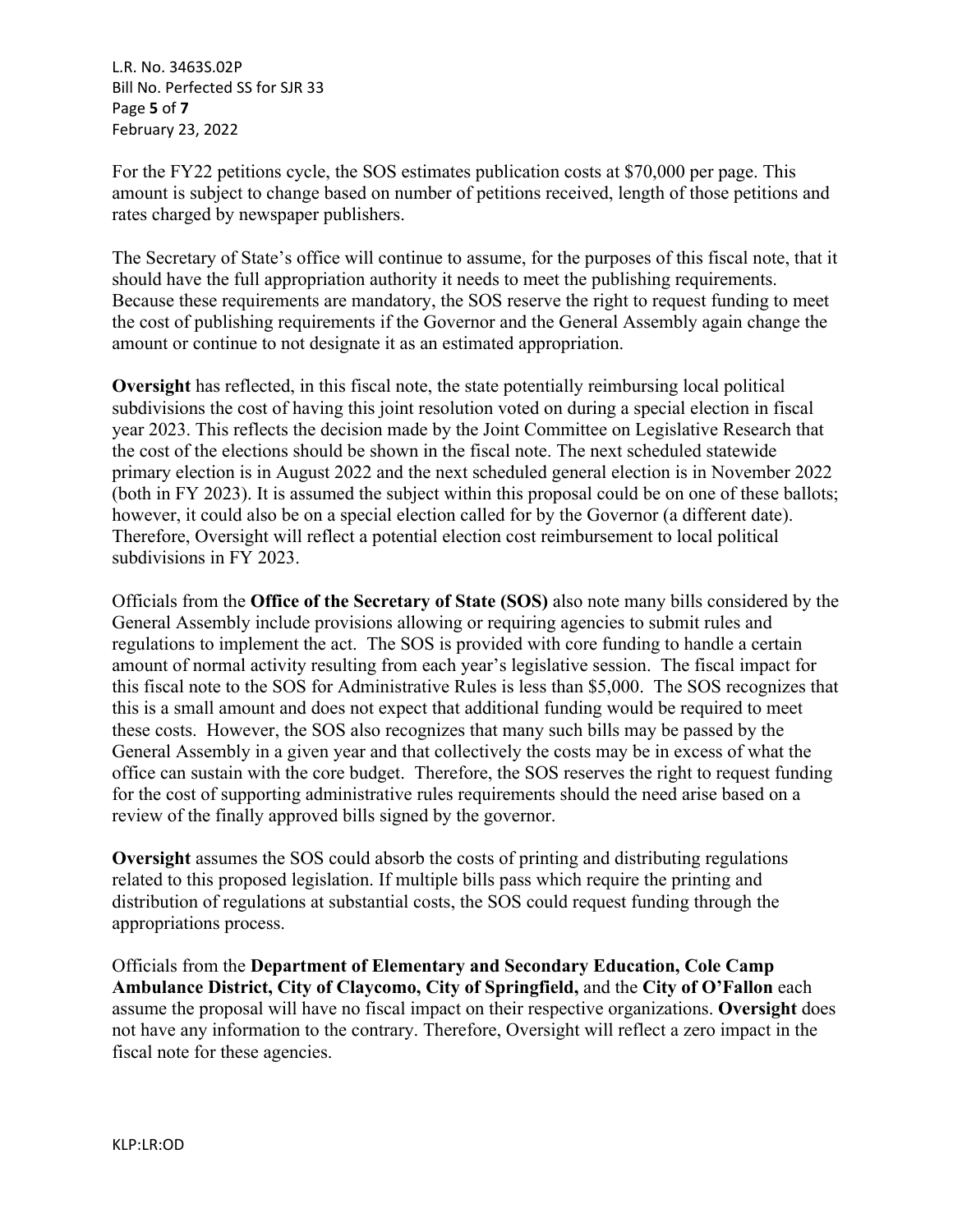For the FY22 petitions cycle, the SOS estimates publication costs at $70,000 per page. This amount is subject to change based on number of petitions received, length of those petitions and rates charged by newspaper publishers.

The Secretary of State's office will continue to assume, for the purposes of this fiscal note, that it should have the full appropriation authority it needs to meet the publishing requirements. Because these requirements are mandatory, the SOS reserve the right to request funding to meet the cost of publishing requirements if the Governor and the General Assembly again change the amount or continue to not designate it as an estimated appropriation.

**Oversight** has reflected, in this fiscal note, the state potentially reimbursing local political subdivisions the cost of having this joint resolution voted on during a special election in fiscal year 2023. This reflects the decision made by the Joint Committee on Legislative Research that the cost of the elections should be shown in the fiscal note. The next scheduled statewide primary election is in August 2022 and the next scheduled general election is in November 2022 (both in FY 2023). It is assumed the subject within this proposal could be on one of these ballots; however, it could also be on a special election called for by the Governor (a different date). Therefore, Oversight will reflect a potential election cost reimbursement to local political subdivisions in FY 2023.

Officials from the **Office of the Secretary of State (SOS)** also note many bills considered by the General Assembly include provisions allowing or requiring agencies to submit rules and regulations to implement the act. The SOS is provided with core funding to handle a certain amount of normal activity resulting from each year's legislative session. The fiscal impact for this fiscal note to the SOS for Administrative Rules is less than $5,000. The SOS recognizes that this is a small amount and does not expect that additional funding would be required to meet these costs. However, the SOS also recognizes that many such bills may be passed by the General Assembly in a given year and that collectively the costs may be in excess of what the office can sustain with the core budget. Therefore, the SOS reserves the right to request funding for the cost of supporting administrative rules requirements should the need arise based on a review of the finally approved bills signed by the governor.

**Oversight** assumes the SOS could absorb the costs of printing and distributing regulations related to this proposed legislation. If multiple bills pass which require the printing and distribution of regulations at substantial costs, the SOS could request funding through the appropriations process.

Officials from the **Department of Elementary and Secondary Education, Cole Camp Ambulance District, City of Claycomo, City of Springfield,** and the **City of O'Fallon** each assume the proposal will have no fiscal impact on their respective organizations. **Oversight** does not have any information to the contrary. Therefore, Oversight will reflect a zero impact in the fiscal note for these agencies.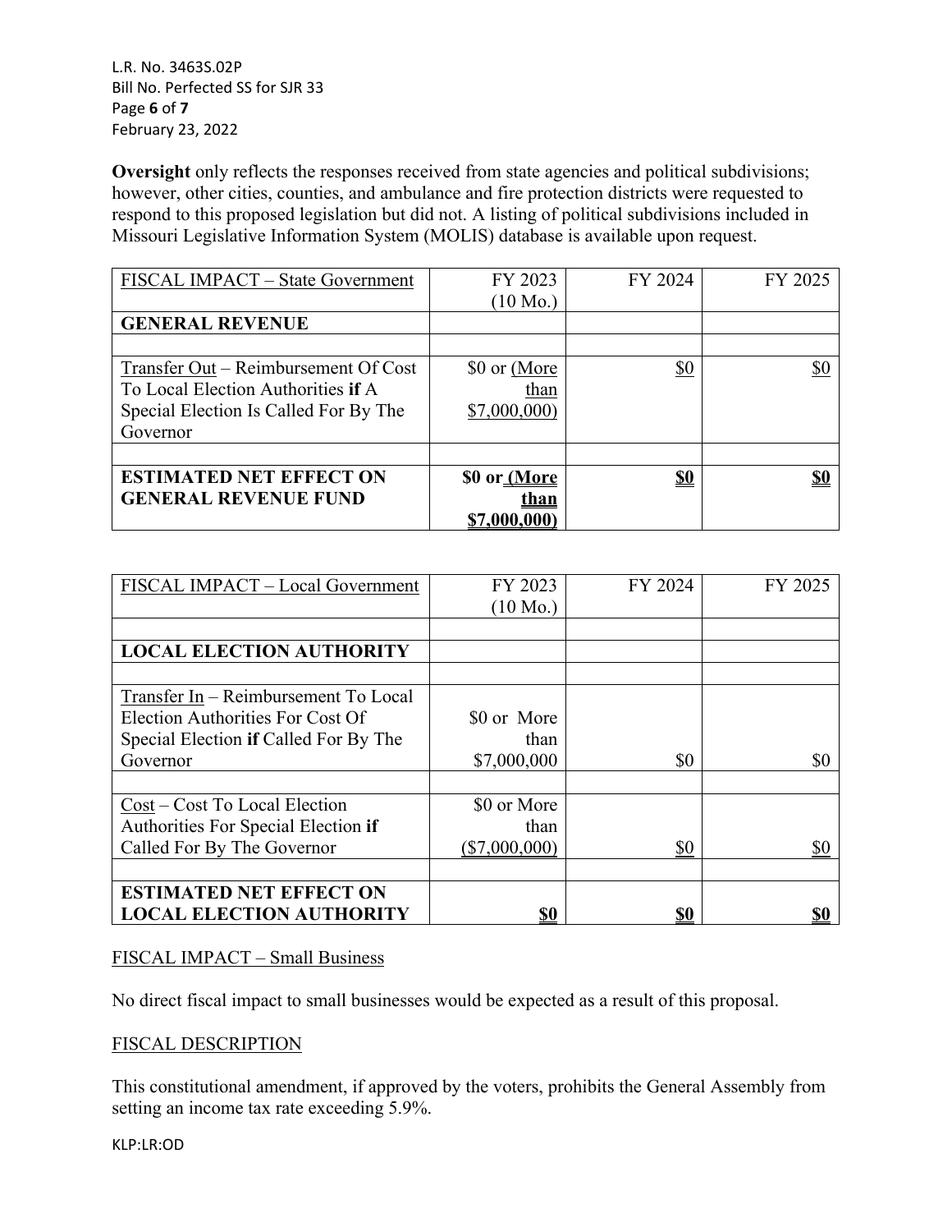**Oversight** only reflects the responses received from state agencies and political subdivisions; however, other cities, counties, and ambulance and fire protection districts were requested to respond to this proposed legislation but did not. A listing of political subdivisions included in Missouri Legislative Information System (MOLIS) database is available upon request.

| FISCAL IMPACT – State Government | FY 2023 (10 Mo.) | FY 2024 | FY 2025 |
|---|---|---|---|
| **GENERAL REVENUE** | | | |
| | | | |
| Transfer Out – Reimbursement Of Cost To Local Election Authorities **if** A Special Election Is Called For By The Governor | $0 or (More than $7,000,000) | $0 | $0 |
| | | | |
| **ESTIMATED NET EFFECT ON GENERAL REVENUE FUND** | **$0 or (More than $7,000,000)** | **$0** | **$0** |

| FISCAL IMPACT – Local Government | FY 2023 (10 Mo.) | FY 2024 | FY 2025 |
|---|---|---|---|
| | | | |
| **LOCAL ELECTION AUTHORITY** | | | |
| | | | |
| Transfer In – Reimbursement To Local Election Authorities For Cost Of Special Election **if** Called For By The Governor | $0 or More than $7,000,000 | $0 | $0 |
| | | | |
| Cost – Cost To Local Election Authorities For Special Election **if** Called For By The Governor | $0 or More than ($7,000,000) | $0 | $0 |
| | | | |
| **ESTIMATED NET EFFECT ON LOCAL ELECTION AUTHORITY** | **$0** | **$0** | **$0** |

FISCAL IMPACT – Small Business

No direct fiscal impact to small businesses would be expected as a result of this proposal.

FISCAL DESCRIPTION

This constitutional amendment, if approved by the voters, prohibits the General Assembly from setting an income tax rate exceeding 5.9%.

KLP:LR:OD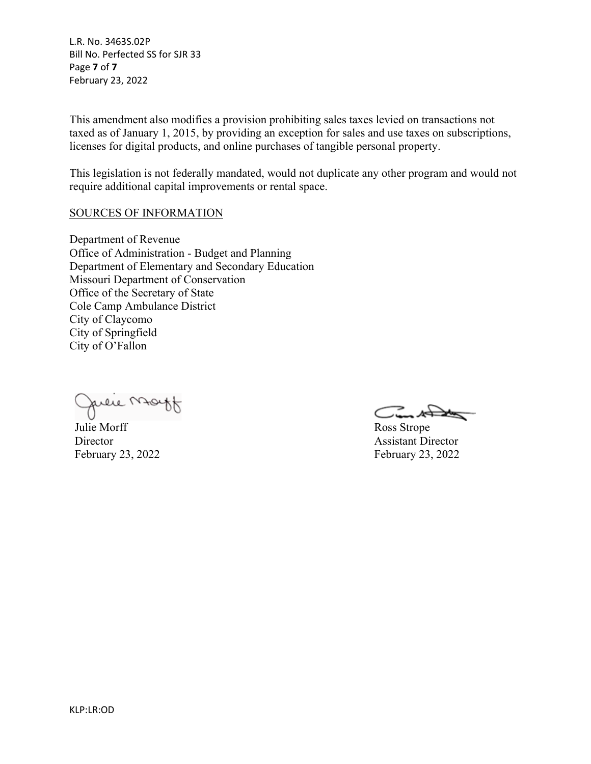This amendment also modifies a provision prohibiting sales taxes levied on transactions not taxed as of January 1, 2015, by providing an exception for sales and use taxes on subscriptions, licenses for digital products, and online purchases of tangible personal property.

This legislation is not federally mandated, would not duplicate any other program and would not require additional capital improvements or rental space.

SOURCES OF INFORMATION

Department of Revenue
Office of Administration - Budget and Planning
Department of Elementary and Secondary Education
Missouri Department of Conservation
Office of the Secretary of State
Cole Camp Ambulance District
City of Claycomo
City of Springfield
City of O'Fallon

Julie Morff
Director
February 23, 2022

Ross Strope
Assistant Director
February 23, 2022

KLP:LR:OD